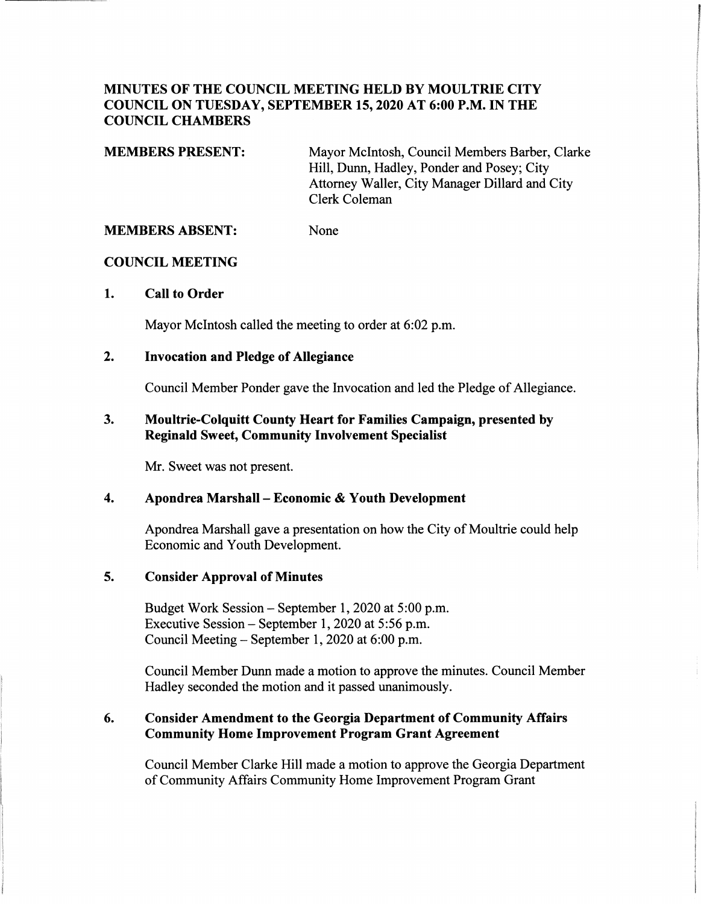# MINUTES OF THE COUNCIL MEETING HELD BY MOULTRIE CITY COUNCIL ON TUESDAY, SEPTEMBER 15, 2020 AT 6:00 P.M. IN THE COUNCIL CHAMBERS

**MEMBERS PRESENT:** Mayor McIntosh, Council Members Barber, Clarke Hill, Dunn, Hadley, Ponder and Posey; City Attorney Waller, City Manager Dillard and City Clerk Coleman

**MEMBERS ABSENT:** None

## COUNCIL MEETING

### 1. Call to Order

Mayor McIntosh called the meeting to order at 6:02 p.m.

### 2. Invocation and Pledge of Allegiance

Council Member Ponder gave the Invocation and led the Pledge of Allegiance.

### 3. Moultrie-Colquitt County Heart for Families Campaign, presented by Reginald Sweet, Community Involvement Specialist

Mr. Sweet was not present.

### 4. Apondrea Marshall – Economic & Youth Development

Apondrea Marshall gave a presentation on how the City of Moultrie could help Economic and Youth Development.

### 5. Consider Approval of Minutes

Budget Work Session – September 1, 2020 at 5:00 p.m.
Executive Session – September 1, 2020 at 5:56 p.m.
Council Meeting – September 1, 2020 at 6:00 p.m.

Council Member Dunn made a motion to approve the minutes. Council Member Hadley seconded the motion and it passed unanimously.

### 6. Consider Amendment to the Georgia Department of Community Affairs Community Home Improvement Program Grant Agreement

Council Member Clarke Hill made a motion to approve the Georgia Department of Community Affairs Community Home Improvement Program Grant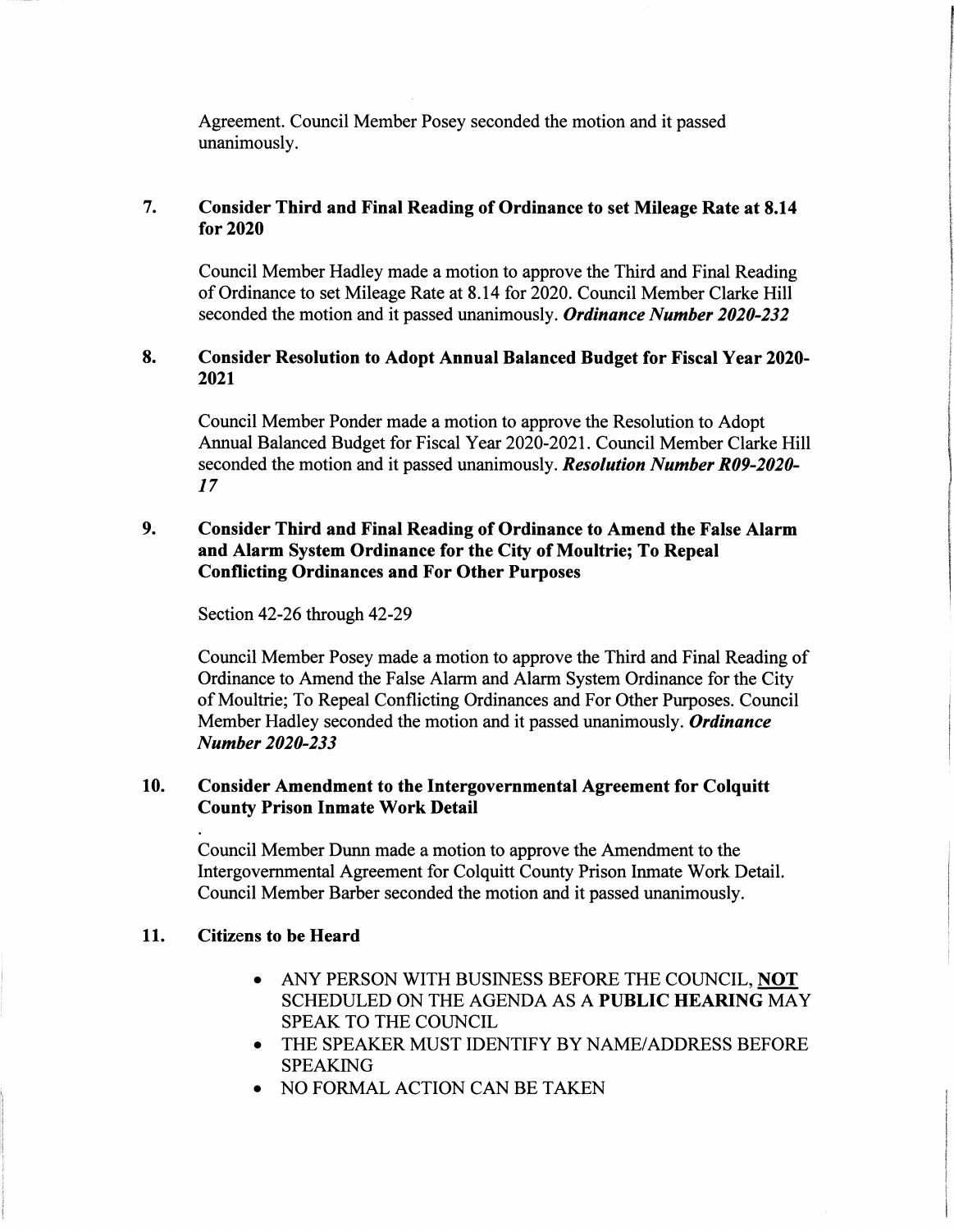Agreement. Council Member Posey seconded the motion and it passed unanimously.

**7. Consider Third and Final Reading of Ordinance to set Mileage Rate at 8.14 for 2020**

Council Member Hadley made a motion to approve the Third and Final Reading of Ordinance to set Mileage Rate at 8.14 for 2020. Council Member Clarke Hill seconded the motion and it passed unanimously. ***Ordinance Number 2020-232***

**8. Consider Resolution to Adopt Annual Balanced Budget for Fiscal Year 2020-2021**

Council Member Ponder made a motion to approve the Resolution to Adopt Annual Balanced Budget for Fiscal Year 2020-2021. Council Member Clarke Hill seconded the motion and it passed unanimously. ***Resolution Number R09-2020-17***

**9. Consider Third and Final Reading of Ordinance to Amend the False Alarm and Alarm System Ordinance for the City of Moultrie; To Repeal Conflicting Ordinances and For Other Purposes**

Section 42-26 through 42-29

Council Member Posey made a motion to approve the Third and Final Reading of Ordinance to Amend the False Alarm and Alarm System Ordinance for the City of Moultrie; To Repeal Conflicting Ordinances and For Other Purposes. Council Member Hadley seconded the motion and it passed unanimously. ***Ordinance Number 2020-233***

**10. Consider Amendment to the Intergovernmental Agreement for Colquitt County Prison Inmate Work Detail**

Council Member Dunn made a motion to approve the Amendment to the Intergovernmental Agreement for Colquitt County Prison Inmate Work Detail. Council Member Barber seconded the motion and it passed unanimously.

**11. Citizens to be Heard**

- ANY PERSON WITH BUSINESS BEFORE THE COUNCIL, **NOT** SCHEDULED ON THE AGENDA AS A **PUBLIC HEARING** MAY SPEAK TO THE COUNCIL
- THE SPEAKER MUST IDENTIFY BY NAME/ADDRESS BEFORE SPEAKING
- NO FORMAL ACTION CAN BE TAKEN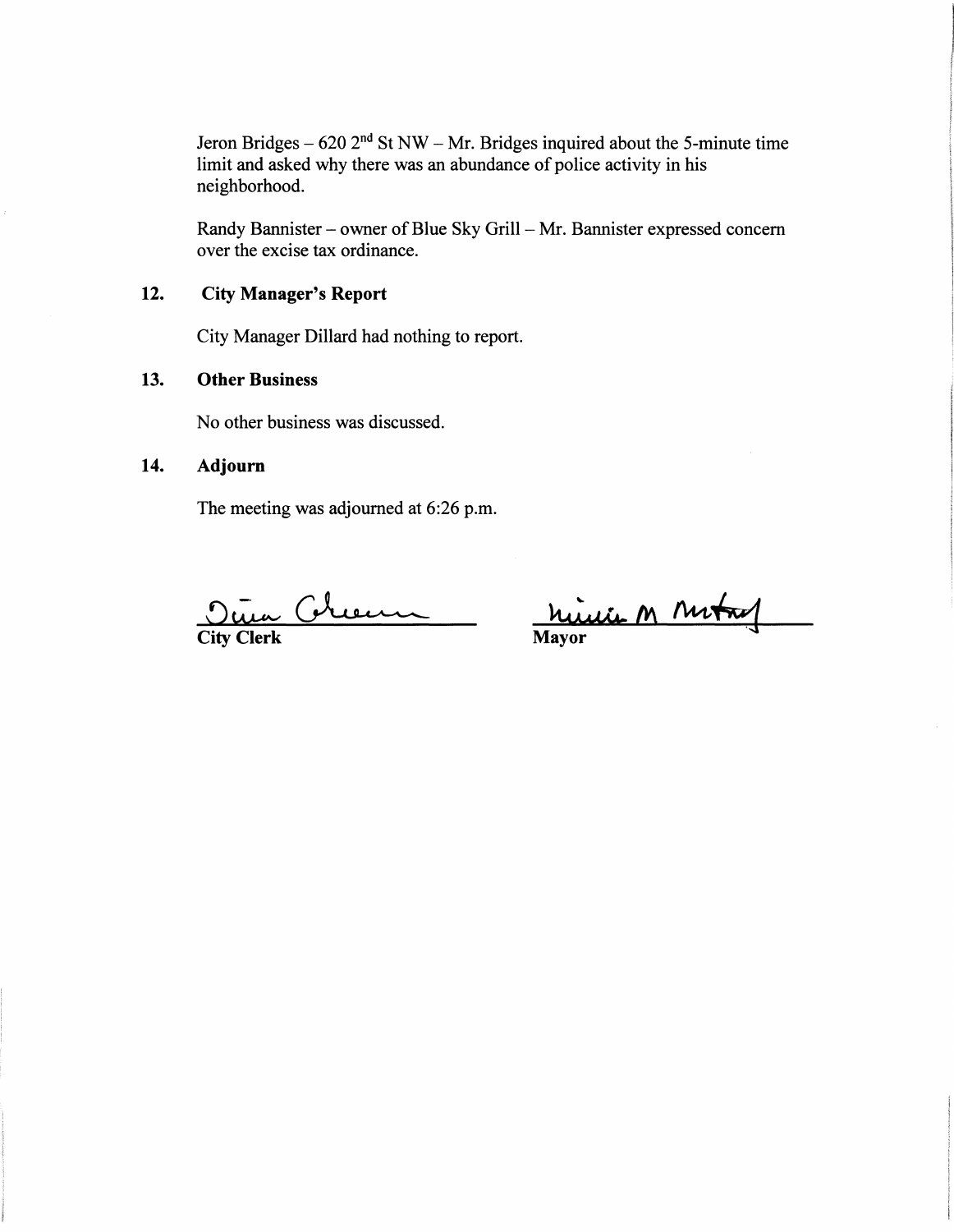Jeron Bridges – 620 2nd St NW – Mr. Bridges inquired about the 5-minute time limit and asked why there was an abundance of police activity in his neighborhood.

Randy Bannister – owner of Blue Sky Grill – Mr. Bannister expressed concern over the excise tax ordinance.

## 12. City Manager's Report

City Manager Dillard had nothing to report.

## 13. Other Business

No other business was discussed.

## 14. Adjourn

The meeting was adjourned at 6:26 p.m.

**City Clerk**

**Mayor**